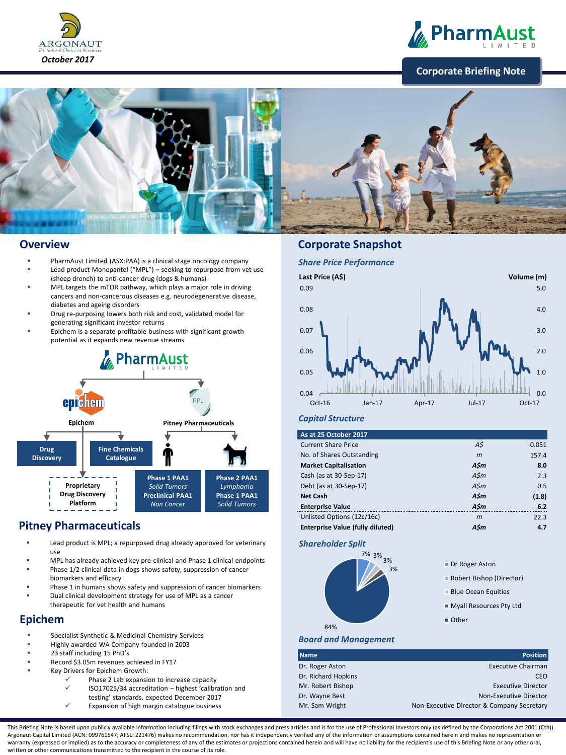ARGONAUT
The Natural Choice in Resources

*October 2017*

PharmAust LIMITED

**Corporate Briefing Note**

## Overview

- PharmAust Limited (ASX:PAA) is a clinical stage oncology company
- Lead product Monepantel ("MPL") – seeking to repurpose from vet use (sheep drench) to anti-cancer drug (dogs & humans)
- MPL targets the mTOR pathway, which plays a major role in driving cancers and non-cancerous diseases e.g. neurodegenerative disease, diabetes and ageing disorders
- Drug re-purposing lowers both risk and cost, validated model for generating significant investor returns
- Epichem is a separate profitable business with significant growth potential as it expands new revenue streams

PharmAust LIMITED
- Epichem
  - Drug Discovery
    - Proprietary Drug Discovery Platform
  - Fine Chemicals Catalogue
- Pitney Pharmaceuticals
  - Phase 1 PAA1 *Solid Tumors*; Preclinical PAA1 *Non Cancer*
  - Phase 2 PAA1 *Lymphoma*; Phase 1 PAA1 *Solid Tumors*

## Pitney Pharmaceuticals

- Lead product is MPL; a repurposed drug already approved for veterinary use
- MPL has already achieved key pre-clinical and Phase 1 clinical endpoints
- Phase 1/2 clinical data in dogs shows safety, suppression of cancer biomarkers and efficacy
- Phase 1 in humans shows safety and suppression of cancer biomarkers
- Dual clinical development strategy for use of MPL as a cancer therapeutic for vet health and humans

## Epichem

- Specialist Synthetic & Medicinal Chemistry Services
- Highly awarded WA Company founded in 2003
- 23 staff including 15 PhD's
- Record $3.05m revenues achieved in FY17
- Key Drivers for Epichem Growth:
  - ✓ Phase 2 Lab expansion to increase capacity
  - ✓ ISO17025/34 accreditation – highest 'calibration and testing' standards, expected December 2017
  - ✓ Expansion of high margin catalogue business

## Corporate Snapshot

### *Share Price Performance*

Last Price (A$) (0.04 – 0.09) | Volume (m) (0.0 – 5.0) | Oct-16, Jan-17, Apr-17, Jul-17, Oct-17

### *Capital Structure*

| As at 25 October 2017 | | |
|---|---|---|
| Current Share Price | A$ | 0.051 |
| No. of Shares Outstanding | *m* | 157.4 |
| **Market Capitalisation** | ***A$m*** | **8.0** |
| Cash (as at 30-Sep-17) | *A$m* | 2.3 |
| Debt (as at 30-Sep-17) | *A$m* | 0.5 |
| **Net Cash** | ***A$m*** | **(1.8)** |
| **Enterprise Value** | ***A$m*** | **6.2** |
| Unlisted Options (12c/16c) | *m* | 22.3 |
| **Enterprise Value (fully diluted)** | ***A$m*** | **4.7** |

### *Shareholder Split*

- Dr Roger Aston – 7%
- Robert Bishop (Director) – 3%
- Blue Ocean Equities – 3%
- Myall Resources Pty Ltd – 3%
- Other – 84%

### *Board and Management*

| Name | Position |
|---|---|
| Dr. Roger Aston | Executive Chairman |
| Dr. Richard Hopkins | CEO |
| Mr. Robert Bishop | Executive Director |
| Dr. Wayne Best | Non-Executive Director |
| Mr. Sam Wright | Non-Executive Director & Company Secretary |

This Briefing Note is based upon publicly available information including filings with stock exchanges and press articles and is for the use of Professional Investors only (as defined by the Corporations Act 2001 (Cth)). Argonaut Capital Limited (ACN: 099761547; AFSL: 221476) makes no recommendation, nor has it independently verified any of the information or assumptions contained herein and makes no representation or warranty (expressed or implied) as to the accuracy or completeness of any of the estimates or projections contained herein and will have no liability for the recipient's use of this Briefing Note or any other oral, written or other communications transmitted to the recipient in the course of its role.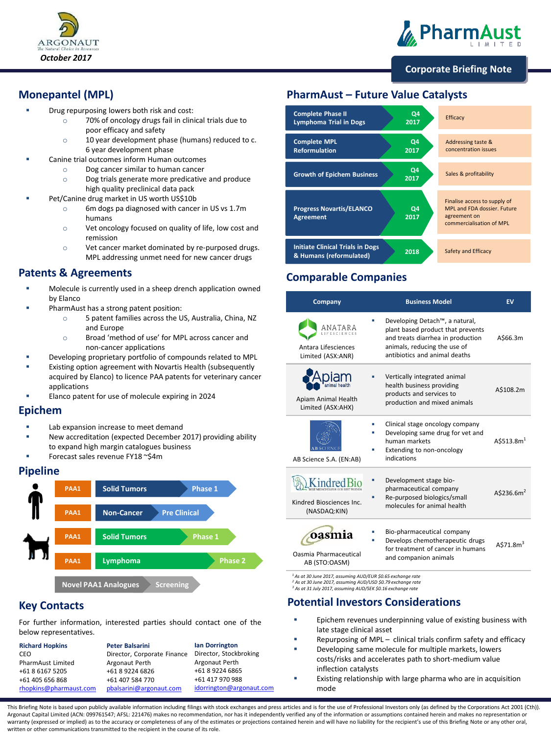ARGONAUT
*The Natural Choice in Resources*
**October 2017**

PharmAust LIMITED

**Corporate Briefing Note**

## Monepantel (MPL)

- Drug repurposing lowers both risk and cost:
  - 70% of oncology drugs fail in clinical trials due to poor efficacy and safety
  - 10 year development phase (humans) reduced to c. 6 year development phase
- Canine trial outcomes inform Human outcomes
  - Dog cancer similar to human cancer
  - Dog trials generate more predicative and produce high quality preclinical data pack
- Pet/Canine drug market in US worth US$10b
  - 6m dogs pa diagnosed with cancer in US vs 1.7m humans
  - Vet oncology focused on quality of life, low cost and remission
  - Vet cancer market dominated by re-purposed drugs. MPL addressing unmet need for new cancer drugs

## Patents & Agreements

- Molecule is currently used in a sheep drench application owned by Elanco
- PharmAust has a strong patent position:
  - 5 patent families across the US, Australia, China, NZ and Europe
  - Broad 'method of use' for MPL across cancer and non-cancer applications
- Developing proprietary portfolio of compounds related to MPL
- Existing option agreement with Novartis Health (subsequently acquired by Elanco) to licence PAA patents for veterinary cancer applications
- Elanco patent for use of molecule expiring in 2024

## Epichem

- Lab expansion increase to meet demand
- New accreditation (expected December 2017) providing ability to expand high margin catalogues business
- Forecast sales revenue FY18 ~$4m

## Pipeline

| | | | |
|---|---|---|---|
| Human | PAA1 | Solid Tumors | Phase 1 |
| Human | PAA1 | Non-Cancer | Pre Clinical |
| Dog | PAA1 | Solid Tumors | Phase 1 |
| Dog | PAA1 | Lymphoma | Phase 2 |
| | Novel PAA1 Analogues | | Screening |

## PharmAust – Future Value Catalysts

| Catalyst | Timing | Outcome |
|---|---|---|
| Complete Phase II Lymphoma Trial in Dogs | Q4 2017 | Efficacy |
| Complete MPL Reformulation | Q4 2017 | Addressing taste & concentration issues |
| Growth of Epichem Business | Q4 2017 | Sales & profitability |
| Progress Novartis/ELANCO Agreement | Q4 2017 | Finalise access to supply of MPL and FDA dossier. Future agreement on commercialisation of MPL |
| Initiate Clinical Trials in Dogs & Humans (reformulated) | 2018 | Safety and Efficacy |

## Comparable Companies

| Company | Business Model | EV |
|---|---|---|
| Antara Lifesciences Limited (ASX:ANR) | Developing Detach™, a natural, plant based product that prevents and treats diarrhea in production animals, reducing the use of antibiotics and animal deaths | A$66.3m |
| Apiam Animal Health Limited (ASX:AHX) | Vertically integrated animal health business providing products and services to production and mixed animals | A$108.2m |
| AB Science S.A. (EN:AB) | Clinical stage oncology company; Developing same drug for vet and human markets; Extending to non-oncology indications | A$513.8m[1] |
| Kindred Biosciences Inc. (NASDAQ:KIN) | Development stage bio-pharmaceutical company; Re-purposed biologics/small molecules for animal health | A$236.6m[2] |
| Oasmia Pharmaceutical AB (STO:OASM) | Bio-pharmaceutical company; Develops chemotherapeutic drugs for treatment of cancer in humans and companion animals | A$71.8m[3] |

*[1] As at 30 June 2017, assuming AUD/EUR $0.65 exchange rate*
*[2] As at 30 June 2017, assuming AUD/USD $0.79 exchange rate*
*[3] As at 31 July 2017, assuming AUD/SEK $0.16 exchange rate*

## Potential Investors Considerations

- Epichem revenues underpinning value of existing business with late stage clinical asset
- Repurposing of MPL – clinical trials confirm safety and efficacy
- Developing same molecule for multiple markets, lowers costs/risks and accelerates path to short-medium value inflection catalysts
- Existing relationship with large pharma who are in acquisition mode

## Key Contacts

For further information, interested parties should contact one of the below representatives.

**Richard Hopkins**
CEO
PharmAust Limited
+61 8 6167 5205
+61 405 656 868
rhopkins@pharmaust.com

**Peter Balsarini**
Director, Corporate Finance
Argonaut Perth
+61 8 9224 6826
+61 407 584 770
pbalsarini@argonaut.com

**Ian Dorrington**
Director, Stockbroking
Argonaut Perth
+61 8 9224 6865
+61 417 970 988
idorrington@argonaut.com

This Briefing Note is based upon publicly available information including filings with stock exchanges and press articles and is for the use of Professional Investors only (as defined by the Corporations Act 2001 (Cth)). Argonaut Capital Limited (ACN: 099761547; AFSL: 221476) makes no recommendation, nor has it independently verified any of the information or assumptions contained herein and makes no representation or warranty (expressed or implied) as to the accuracy or completeness of any of the estimates or projections contained herein and will have no liability for the recipient's use of this Briefing Note or any other oral, written or other communications transmitted to the recipient in the course of its role.